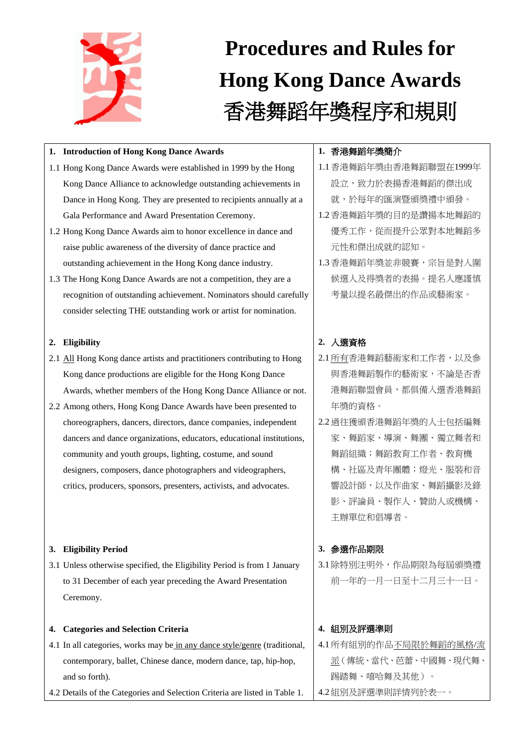# Procedures and Rules for Hong Kong Dance Awards
# 香港舞蹈年獎程序和規則

## 1. Introduction of Hong Kong Dance Awards

1.1 Hong Kong Dance Awards were established in 1999 by the Hong Kong Dance Alliance to acknowledge outstanding achievements in Dance in Hong Kong. They are presented to recipients annually at a Gala Performance and Award Presentation Ceremony.

1.2 Hong Kong Dance Awards aim to honor excellence in dance and raise public awareness of the diversity of dance practice and outstanding achievement in the Hong Kong dance industry.

1.3 The Hong Kong Dance Awards are not a competition, they are a recognition of outstanding achievement. Nominators should carefully consider selecting THE outstanding work or artist for nomination.

## 1. 香港舞蹈年獎簡介

1.1 香港舞蹈年獎由香港舞蹈聯盟在1999年設立，致力於表揚香港舞蹈的傑出成就，於每年的匯演暨頒獎禮中頒發。

1.2 香港舞蹈年獎的目的是讚揚本地舞蹈的優秀工作，從而提升公眾對本地舞蹈多元性和傑出成就的認知。

1.3 香港舞蹈年獎並非競賽，宗旨是對入圍候選人及得獎者的表揚。提名人應謹慎考量以提名最傑出的作品或藝術家。

## 2. Eligibility

2.1 All Hong Kong dance artists and practitioners contributing to Hong Kong dance productions are eligible for the Hong Kong Dance Awards, whether members of the Hong Kong Dance Alliance or not.

2.2 Among others, Hong Kong Dance Awards have been presented to choreographers, dancers, directors, dance companies, independent dancers and dance organizations, educators, educational institutions, community and youth groups, lighting, costume, and sound designers, composers, dance photographers and videographers, critics, producers, sponsors, presenters, activists, and advocates.

## 2. 入選資格

2.1 所有香港舞蹈藝術家和工作者，以及參與香港舞蹈製作的藝術家，不論是否香港舞蹈聯盟會員，都俱備入選香港舞蹈年獎的資格。

2.2 過往獲頒香港舞蹈年獎的人士包括編舞家、舞蹈家、導演、舞團、獨立舞者和舞蹈組織；舞蹈教育工作者、教育機構、社區及青年團體；燈光、服裝和音響設計師，以及作曲家、舞蹈攝影及錄影、評論員、製作人、贊助人或機構、主辦單位和倡導者。

## 3. Eligibility Period

3.1 Unless otherwise specified, the Eligibility Period is from 1 January to 31 December of each year preceding the Award Presentation Ceremony.

## 3. 參選作品期限

3.1 除特別注明外，作品期限為每屆頒獎禮前一年的一月一日至十二月三十一日。

## 4. Categories and Selection Criteria

4.1 In all categories, works may be in any dance style/genre (traditional, contemporary, ballet, Chinese dance, modern dance, tap, hip-hop, and so forth).

4.2 Details of the Categories and Selection Criteria are listed in Table 1.

## 4. 組別及評選準則

4.1 所有組別的作品不局限於舞蹈的風格/流派（傳統、當代、芭蕾、中國舞、現代舞、踢踏舞、嘻哈舞及其他）。

4.2 組別及評選準則詳情列於表一。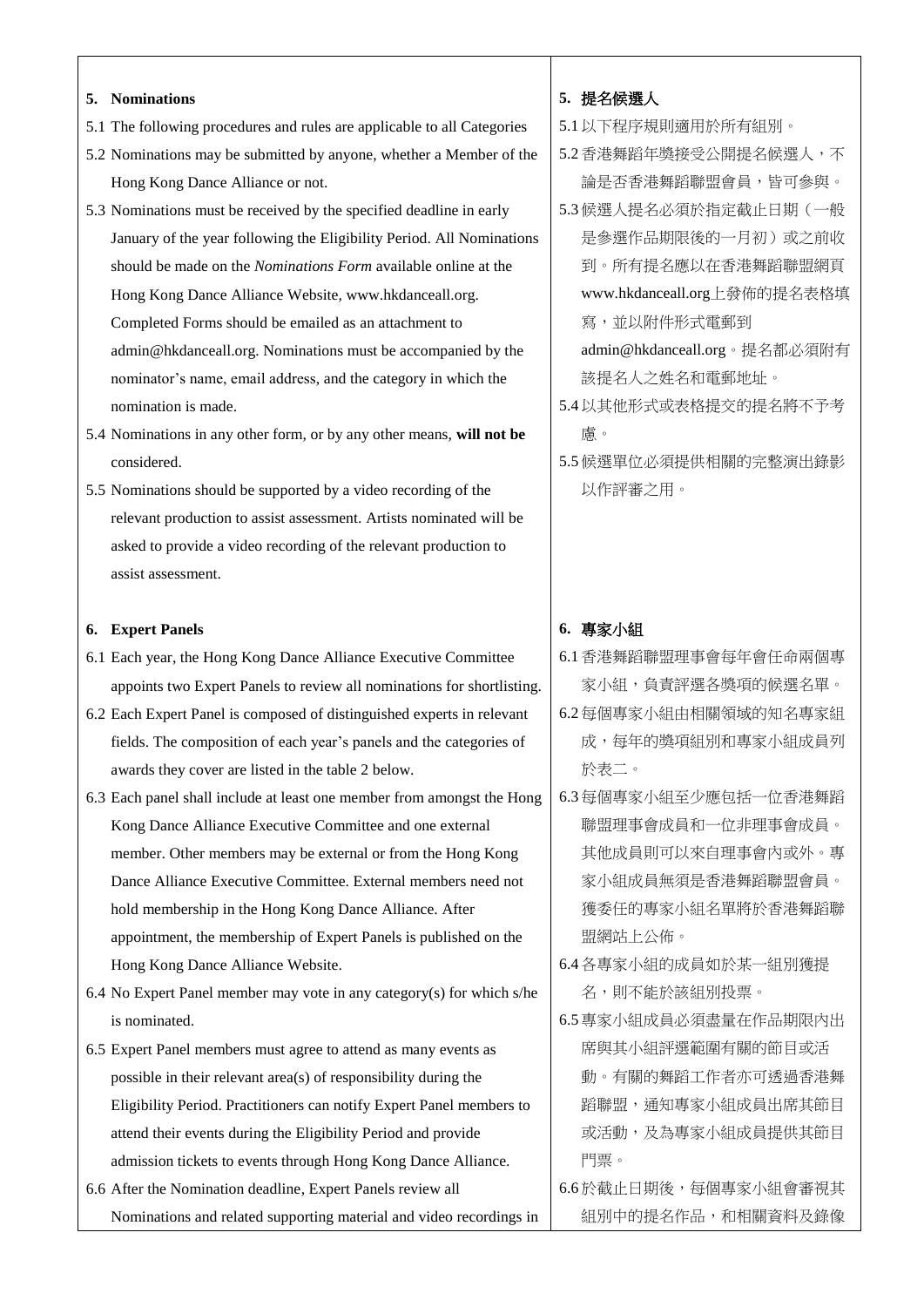## 5. Nominations

5.1 The following procedures and rules are applicable to all Categories

5.2 Nominations may be submitted by anyone, whether a Member of the Hong Kong Dance Alliance or not.

5.3 Nominations must be received by the specified deadline in early January of the year following the Eligibility Period. All Nominations should be made on the *Nominations Form* available online at the Hong Kong Dance Alliance Website, www.hkdanceall.org. Completed Forms should be emailed as an attachment to admin@hkdanceall.org. Nominations must be accompanied by the nominator's name, email address, and the category in which the nomination is made.

5.4 Nominations in any other form, or by any other means, **will not be** considered.

5.5 Nominations should be supported by a video recording of the relevant production to assist assessment. Artists nominated will be asked to provide a video recording of the relevant production to assist assessment.

## 5. 提名候選人

5.1 以下程序規則適用於所有組別。

5.2 香港舞蹈年獎接受公開提名候選人，不論是否香港舞蹈聯盟會員，皆可參與。

5.3 候選人提名必須於指定截止日期（一般是參選作品期限後的一月初）或之前收到。所有提名應以在香港舞蹈聯盟網頁www.hkdanceall.org上發佈的提名表格填寫，並以附件形式電郵到admin@hkdanceall.org。提名都必須附有該提名人之姓名和電郵地址。

5.4 以其他形式或表格提交的提名將不予考慮。

5.5 候選單位必須提供相關的完整演出錄影以作評審之用。

## 6. Expert Panels

6.1 Each year, the Hong Kong Dance Alliance Executive Committee appoints two Expert Panels to review all nominations for shortlisting.

6.2 Each Expert Panel is composed of distinguished experts in relevant fields. The composition of each year's panels and the categories of awards they cover are listed in the table 2 below.

6.3 Each panel shall include at least one member from amongst the Hong Kong Dance Alliance Executive Committee and one external member. Other members may be external or from the Hong Kong Dance Alliance Executive Committee. External members need not hold membership in the Hong Kong Dance Alliance. After appointment, the membership of Expert Panels is published on the Hong Kong Dance Alliance Website.

6.4 No Expert Panel member may vote in any category(s) for which s/he is nominated.

6.5 Expert Panel members must agree to attend as many events as possible in their relevant area(s) of responsibility during the Eligibility Period. Practitioners can notify Expert Panel members to attend their events during the Eligibility Period and provide admission tickets to events through Hong Kong Dance Alliance.

6.6 After the Nomination deadline, Expert Panels review all Nominations and related supporting material and video recordings in

## 6. 專家小組

6.1 香港舞蹈聯盟理事會每年會任命兩個專家小組，負責評選各獎項的候選名單。

6.2 每個專家小組由相關領域的知名專家組成，每年的獎項組別和專家小組成員列於表二。

6.3 每個專家小組至少應包括一位香港舞蹈聯盟理事會成員和一位非理事會成員。其他成員則可以來自理事會內或外。專家小組成員無須是香港舞蹈聯盟會員。獲委任的專家小組名單將於香港舞蹈聯盟網站上公佈。

6.4 各專家小組的成員如於某一組別獲提名，則不能於該組別投票。

6.5 專家小組成員必須盡量在作品期限內出席與其小組評選範圍有關的節目或活動。有關的舞蹈工作者亦可透過香港舞蹈聯盟，通知專家小組成員出席其節目或活動，及為專家小組成員提供其節目門票。

6.6 於截止日期後，每個專家小組會審視其組別中的提名作品，和相關資料及錄像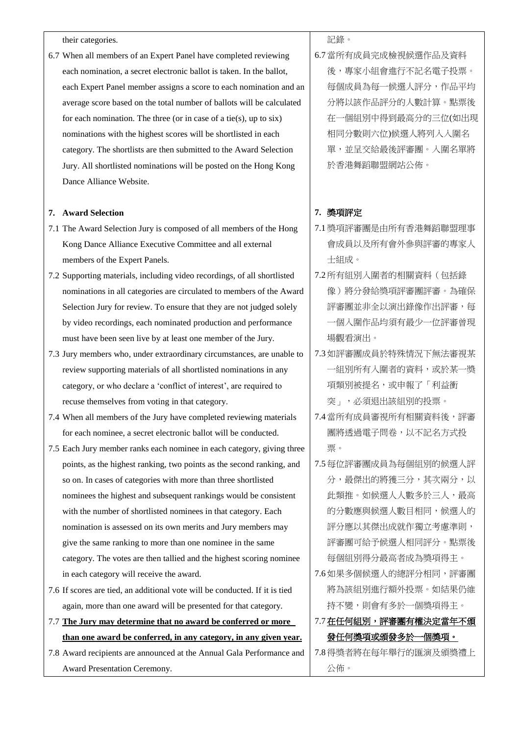their categories.

6.7 When all members of an Expert Panel have completed reviewing each nomination, a secret electronic ballot is taken. In the ballot, each Expert Panel member assigns a score to each nomination and an average score based on the total number of ballots will be calculated for each nomination. The three (or in case of a tie(s), up to six) nominations with the highest scores will be shortlisted in each category. The shortlists are then submitted to the Award Selection Jury. All shortlisted nominations will be posted on the Hong Kong Dance Alliance Website.

## 7. Award Selection

7.1 The Award Selection Jury is composed of all members of the Hong Kong Dance Alliance Executive Committee and all external members of the Expert Panels.

7.2 Supporting materials, including video recordings, of all shortlisted nominations in all categories are circulated to members of the Award Selection Jury for review. To ensure that they are not judged solely by video recordings, each nominated production and performance must have been seen live by at least one member of the Jury.

7.3 Jury members who, under extraordinary circumstances, are unable to review supporting materials of all shortlisted nominations in any category, or who declare a 'conflict of interest', are required to recuse themselves from voting in that category.

7.4 When all members of the Jury have completed reviewing materials for each nominee, a secret electronic ballot will be conducted.

7.5 Each Jury member ranks each nominee in each category, giving three points, as the highest ranking, two points as the second ranking, and so on. In cases of categories with more than three shortlisted nominees the highest and subsequent rankings would be consistent with the number of shortlisted nominees in that category. Each nomination is assessed on its own merits and Jury members may give the same ranking to more than one nominee in the same category. The votes are then tallied and the highest scoring nominee in each category will receive the award.

7.6 If scores are tied, an additional vote will be conducted. If it is tied again, more than one award will be presented for that category.

7.7 **<u>The Jury may determine that no award be conferred or more than one award be conferred, in any category, in any given year.</u>**

7.8 Award recipients are announced at the Annual Gala Performance and Award Presentation Ceremony.

記錄。

6.7 當所有成員完成檢視候選作品及資料後，專家小組會進行不記名電子投票。每個成員為每一候選人評分，作品平均分將以該作品評分的人數計算。點票後在一個組別中得到最高分的三位(如出現相同分數則六位)候選人將列入入圍名單，並呈交給最後評審團。入圍名單將於香港舞蹈聯盟網站公佈。

## 7. 獎項評定

7.1 獎項評審團是由所有香港舞蹈聯盟理事會成員以及所有會外參與評審的專家人士組成。

7.2 所有組別入圍者的相關資料（包括錄像）將分發給獎項評審團評審。為確保評審團並非全以演出錄像作出評審，每一個入圍作品均須有最少一位評審曾現場觀看演出。

7.3 如評審團成員於特殊情況下無法審視某一組別所有入圍者的資料，或於某一獎項類別被提名，或申報了「利益衝突」，必須退出該組別的投票。

7.4 當所有成員審視所有相關資料後，評審團將透過電子問卷，以不記名方式投票。

7.5 每位評審團成員為每個組別的候選人評分，最傑出的將獲三分，其次兩分，以此類推。如候選人人數多於三人，最高的分數應與候選人數目相同，候選人的評分應以其傑出成就作獨立考慮準則，評審團可給予候選人相同評分。點票後每個組別得分最高者成為獎項得主。

7.6 如果多個候選人的總評分相同，評審團將為該組別進行額外投票。如結果仍維持不變，則會有多於一個獎項得主。

7.7 **<u>在任何組別，評審團有權決定當年不頒發任何獎項或頒發多於一個獎項。</u>**

7.8 得獎者將在每年舉行的匯演及頒獎禮上公佈。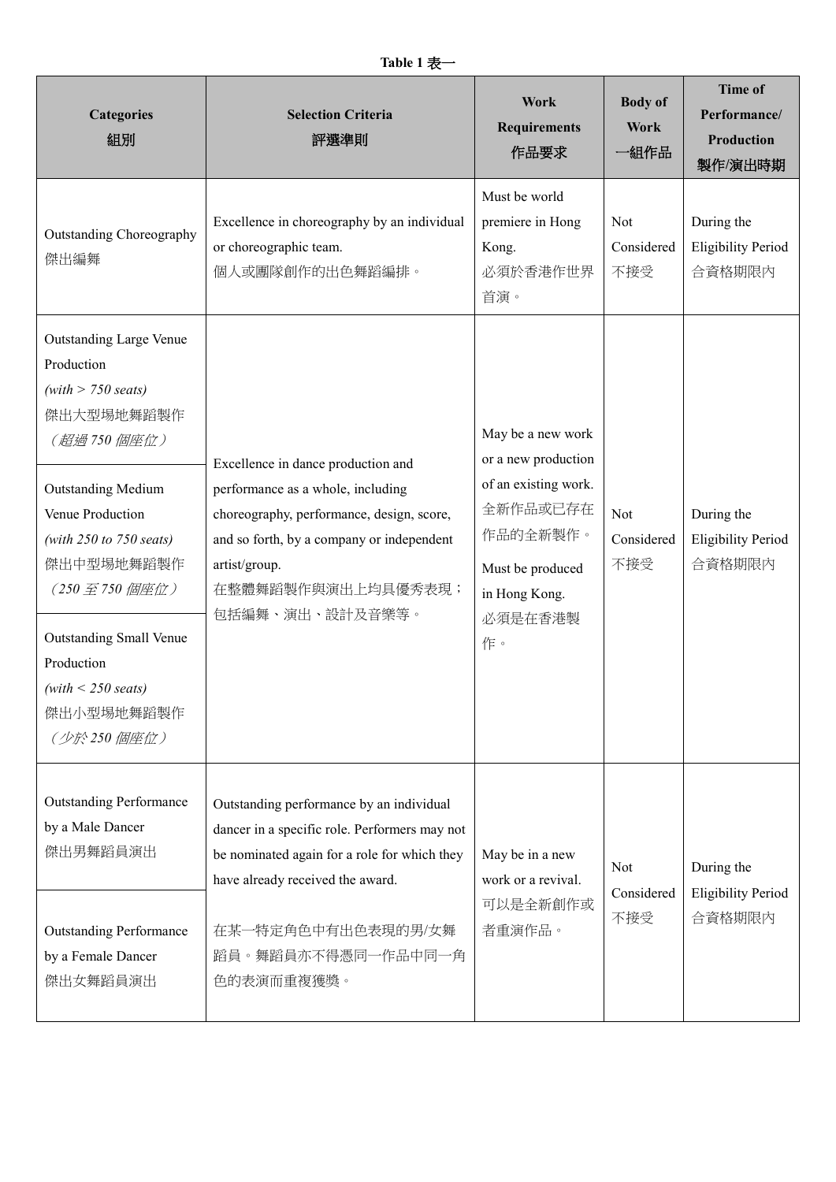**Table 1 表一**

| Categories<br>組別 | Selection Criteria<br>評選準則 | Work Requirements<br>作品要求 | Body of Work<br>一組作品 | Time of Performance/ Production<br>製作/演出時期 |
|---|---|---|---|---|
| Outstanding Choreography<br>傑出編舞 | Excellence in choreography by an individual or choreographic team.<br>個人或團隊創作的出色舞蹈編排。 | Must be world premiere in Hong Kong.<br>必須於香港作世界首演。 | Not Considered<br>不接受 | During the Eligibility Period<br>合資格期限內 |
| Outstanding Large Venue Production<br>*(with > 750 seats)*<br>傑出大型場地舞蹈製作<br>*（超過 750 個座位）* | Excellence in dance production and performance as a whole, including choreography, performance, design, score, and so forth, by a company or independent artist/group.<br>在整體舞蹈製作與演出上均具優秀表現；包括編舞、演出、設計及音樂等。 | May be a new work or a new production of an existing work.<br>全新作品或已存在作品的全新製作。<br>Must be produced in Hong Kong.<br>必須是在香港製作。 | Not Considered<br>不接受 | During the Eligibility Period<br>合資格期限內 |
| Outstanding Medium Venue Production<br>*(with 250 to 750 seats)*<br>傑出中型場地舞蹈製作<br>*（250 至 750 個座位）* | | | | |
| Outstanding Small Venue Production<br>*(with < 250 seats)*<br>傑出小型場地舞蹈製作<br>*（少於 250 個座位）* | | | | |
| Outstanding Performance by a Male Dancer<br>傑出男舞蹈員演出 | Outstanding performance by an individual dancer in a specific role. Performers may not be nominated again for a role for which they have already received the award.<br>在某一特定角色中有出色表現的男/女舞蹈員。舞蹈員亦不得憑同一作品中同一角色的表演而重複獲獎。 | May be in a new work or a revival.<br>可以是全新創作或者重演作品。 | Not Considered<br>不接受 | During the Eligibility Period<br>合資格期限內 |
| Outstanding Performance by a Female Dancer<br>傑出女舞蹈員演出 | | | | |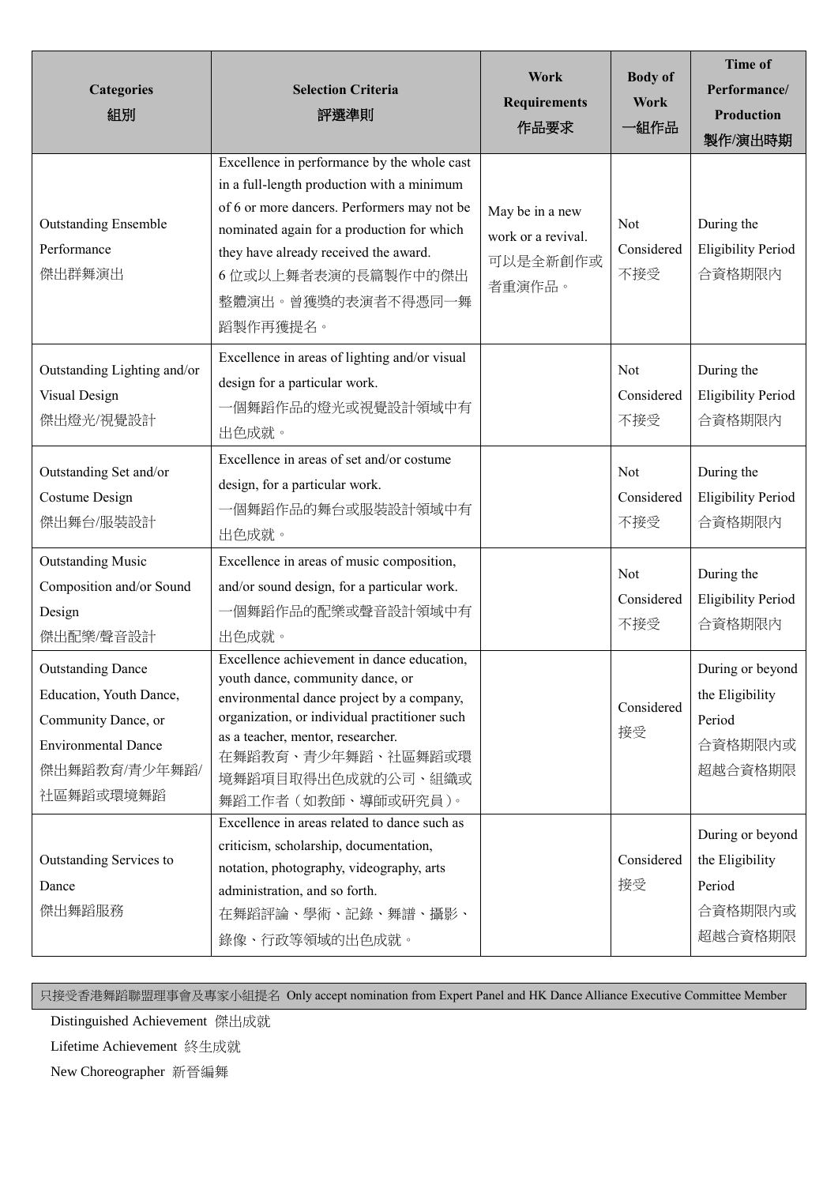| Categories 組別 | Selection Criteria 評選準則 | Work Requirements 作品要求 | Body of Work 一組作品 | Time of Performance/ Production 製作/演出時期 |
|---|---|---|---|---|
| Outstanding Ensemble Performance 傑出群舞演出 | Excellence in performance by the whole cast in a full-length production with a minimum of 6 or more dancers. Performers may not be nominated again for a production for which they have already received the award. 6 位或以上舞者表演的長篇製作中的傑出整體演出。曾獲獎的表演者不得憑同一舞蹈製作再獲提名。 | May be in a new work or a revival. 可以是全新創作或者重演作品。 | Not Considered 不接受 | During the Eligibility Period 合資格期限內 |
| Outstanding Lighting and/or Visual Design 傑出燈光/視覺設計 | Excellence in areas of lighting and/or visual design for a particular work. 一個舞蹈作品的燈光或視覺設計領域中有出色成就。 | | Not Considered 不接受 | During the Eligibility Period 合資格期限內 |
| Outstanding Set and/or Costume Design 傑出舞台/服裝設計 | Excellence in areas of set and/or costume design, for a particular work. 一個舞蹈作品的舞台或服裝設計領域中有出色成就。 | | Not Considered 不接受 | During the Eligibility Period 合資格期限內 |
| Outstanding Music Composition and/or Sound Design 傑出配樂/聲音設計 | Excellence in areas of music composition, and/or sound design, for a particular work. 一個舞蹈作品的配樂或聲音設計領域中有出色成就。 | | Not Considered 不接受 | During the Eligibility Period 合資格期限內 |
| Outstanding Dance Education, Youth Dance, Community Dance, or Environmental Dance 傑出舞蹈教育/青少年舞蹈/社區舞蹈或環境舞蹈 | Excellence achievement in dance education, youth dance, community dance, or environmental dance project by a company, organization, or individual practitioner such as a teacher, mentor, researcher. 在舞蹈教育、青少年舞蹈、社區舞蹈或環境舞蹈項目取得出色成就的公司、組織或舞蹈工作者（如教師、導師或研究員）。 | | Considered 接受 | During or beyond the Eligibility Period 合資格期限內或超越合資格期限 |
| Outstanding Services to Dance 傑出舞蹈服務 | Excellence in areas related to dance such as criticism, scholarship, documentation, notation, photography, videography, arts administration, and so forth. 在舞蹈評論、學術、記錄、舞譜、攝影、錄像、行政等領域的出色成就。 | | Considered 接受 | During or beyond the Eligibility Period 合資格期限內或超越合資格期限 |

只接受香港舞蹈聯盟理事會及專家小組提名 Only accept nomination from Expert Panel and HK Dance Alliance Executive Committee Member

Distinguished Achievement 傑出成就

Lifetime Achievement 終生成就

New Choreographer 新晉編舞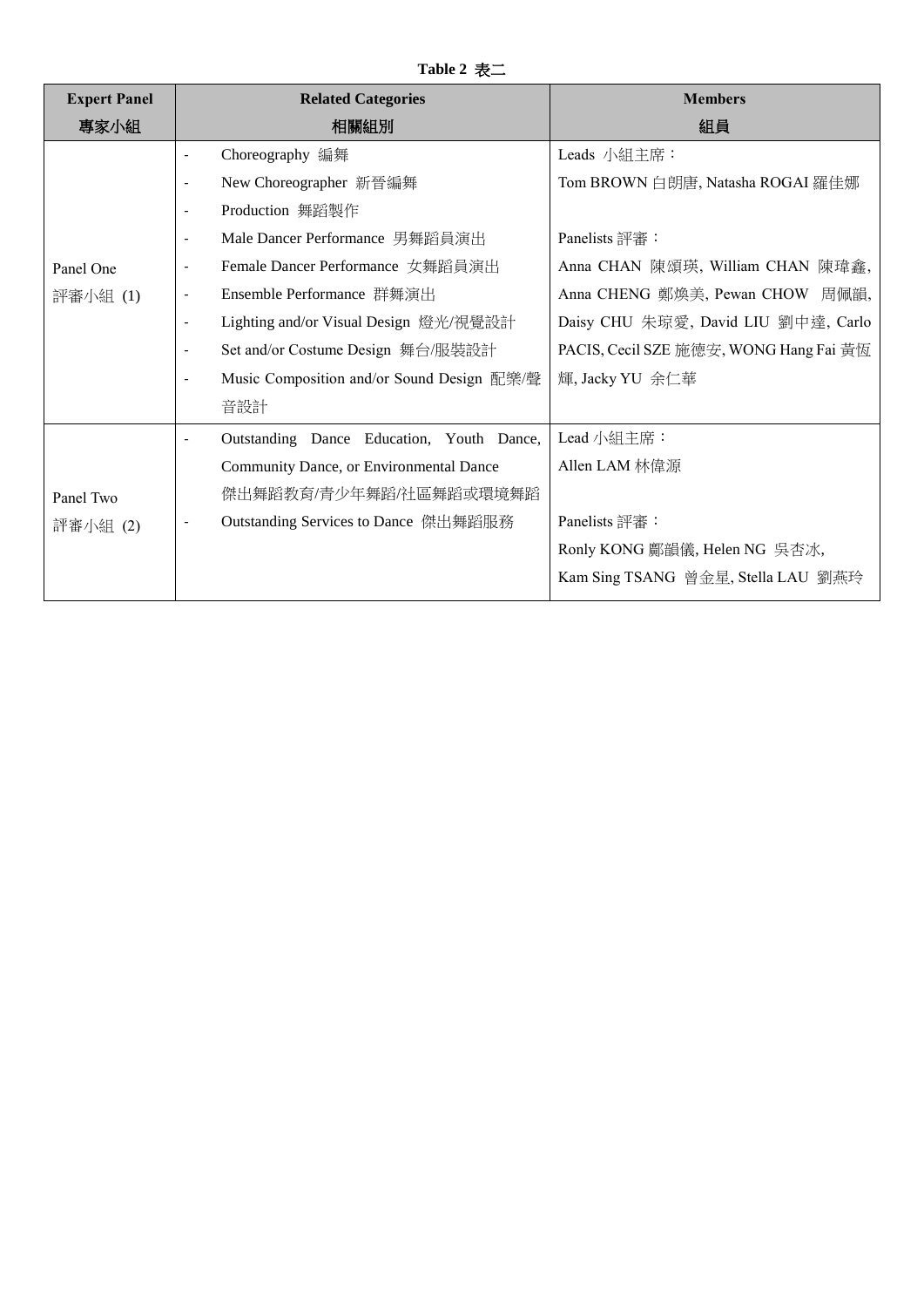**Table 2 表二**

| **Expert Panel 專家小組** | **Related Categories 相關組別** | **Members 組員** |
|---|---|---|
| Panel One 評審小組 (1) | - Choreography 編舞<br>- New Choreographer 新晉編舞<br>- Production 舞蹈製作<br>- Male Dancer Performance 男舞蹈員演出<br>- Female Dancer Performance 女舞蹈員演出<br>- Ensemble Performance 群舞演出<br>- Lighting and/or Visual Design 燈光/視覺設計<br>- Set and/or Costume Design 舞台/服裝設計<br>- Music Composition and/or Sound Design 配樂/聲音設計 | Leads 小組主席：<br>Tom BROWN 白朗唐, Natasha ROGAI 羅佳娜<br><br>Panelists 評審：<br>Anna CHAN 陳頌瑛, William CHAN 陳瑋鑫, Anna CHENG 鄭煥美, Pewan CHOW 周佩韻, Daisy CHU 朱琼愛, David LIU 劉中達, Carlo PACIS, Cecil SZE 施德安, WONG Hang Fai 黃恆輝, Jacky YU 余仁華 |
| Panel Two 評審小組 (2) | - Outstanding Dance Education, Youth Dance, Community Dance, or Environmental Dance 傑出舞蹈教育/青少年舞蹈/社區舞蹈或環境舞蹈<br>- Outstanding Services to Dance 傑出舞蹈服務 | Lead 小組主席：<br>Allen LAM 林偉源<br><br>Panelists 評審：<br>Ronly KONG 鄺韻儀, Helen NG 吳杏冰, Kam Sing TSANG 曾金星, Stella LAU 劉燕玲 |